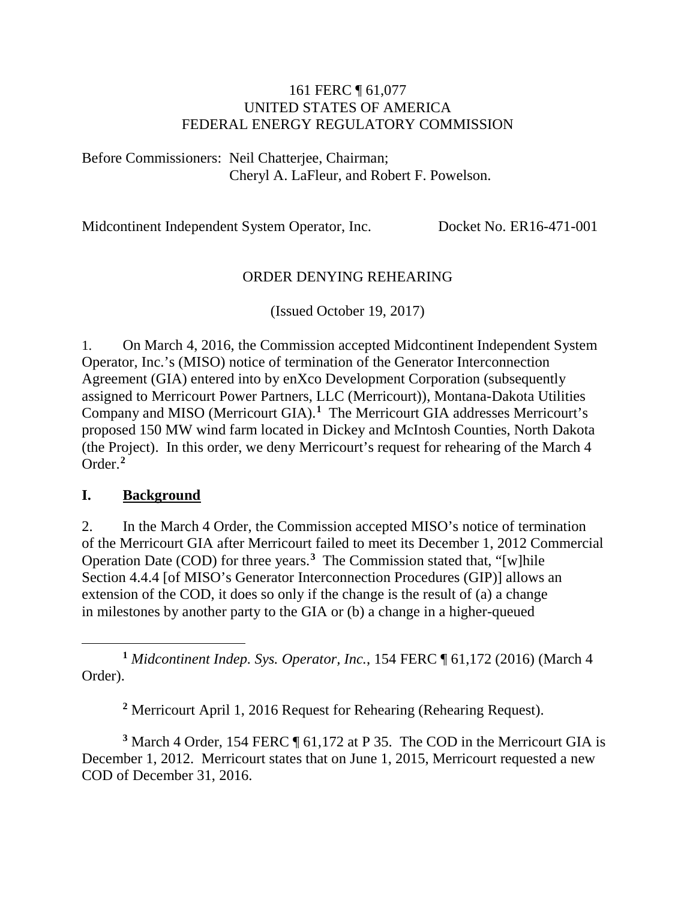161 FERC ¶ 61,077
UNITED STATES OF AMERICA
FEDERAL ENERGY REGULATORY COMMISSION

Before Commissioners: Neil Chatterjee, Chairman;
Cheryl A. LaFleur, and Robert F. Powelson.

Midcontinent Independent System Operator, Inc. Docket No. ER16-471-001

ORDER DENYING REHEARING

(Issued October 19, 2017)

1. On March 4, 2016, the Commission accepted Midcontinent Independent System Operator, Inc.'s (MISO) notice of termination of the Generator Interconnection Agreement (GIA) entered into by enXco Development Corporation (subsequently assigned to Merricourt Power Partners, LLC (Merricourt)), Montana-Dakota Utilities Company and MISO (Merricourt GIA).[1] The Merricourt GIA addresses Merricourt's proposed 150 MW wind farm located in Dickey and McIntosh Counties, North Dakota (the Project). In this order, we deny Merricourt's request for rehearing of the March 4 Order.[2]

## I. Background

2. In the March 4 Order, the Commission accepted MISO's notice of termination of the Merricourt GIA after Merricourt failed to meet its December 1, 2012 Commercial Operation Date (COD) for three years.[3] The Commission stated that, "[w]hile Section 4.4.4 [of MISO's Generator Interconnection Procedures (GIP)] allows an extension of the COD, it does so only if the change is the result of (a) a change in milestones by another party to the GIA or (b) a change in a higher-queued

---

[1] *Midcontinent Indep. Sys. Operator, Inc.*, 154 FERC ¶ 61,172 (2016) (March 4 Order).

[2] Merricourt April 1, 2016 Request for Rehearing (Rehearing Request).

[3] March 4 Order, 154 FERC ¶ 61,172 at P 35. The COD in the Merricourt GIA is December 1, 2012. Merricourt states that on June 1, 2015, Merricourt requested a new COD of December 31, 2016.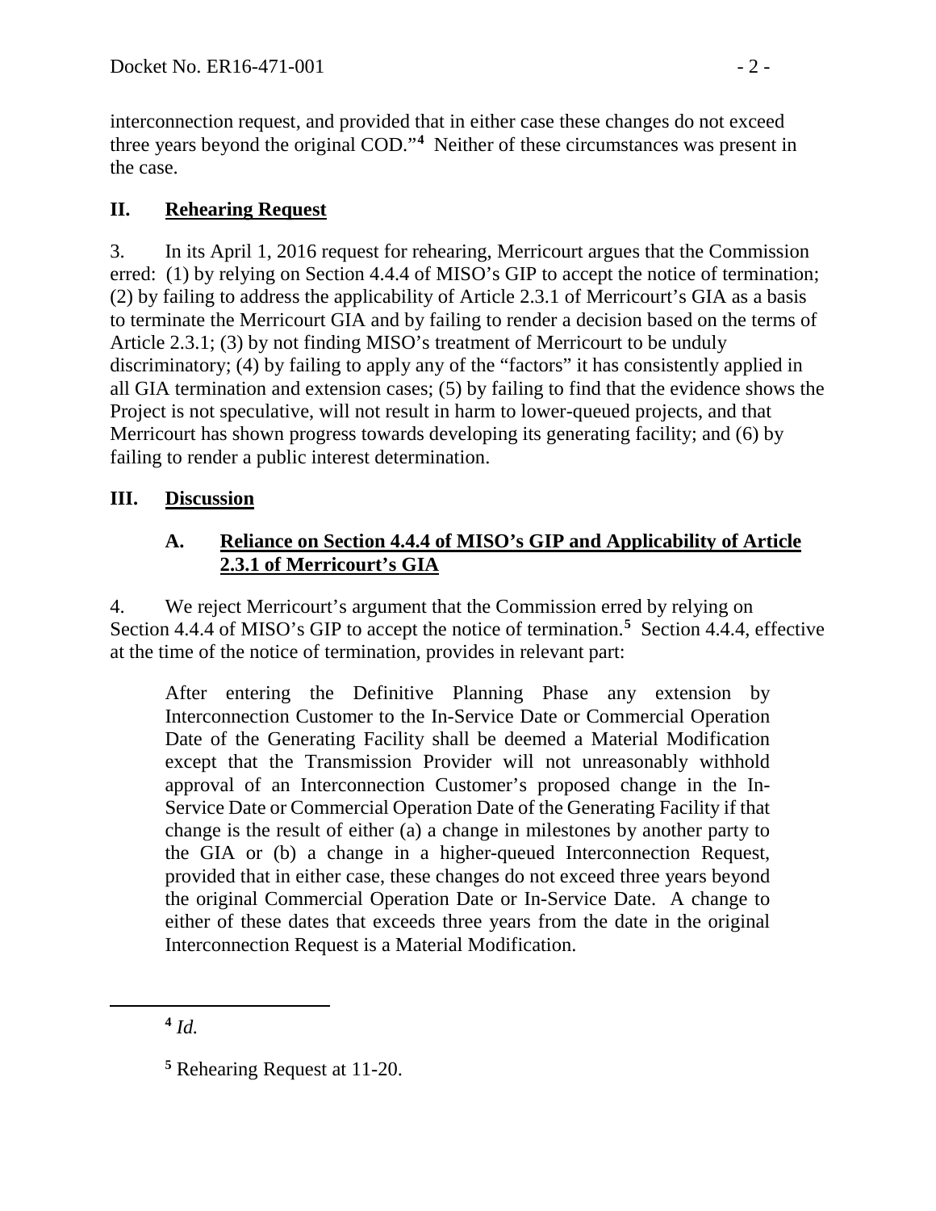interconnection request, and provided that in either case these changes do not exceed three years beyond the original COD."[4] Neither of these circumstances was present in the case.

## II. Rehearing Request

3. In its April 1, 2016 request for rehearing, Merricourt argues that the Commission erred: (1) by relying on Section 4.4.4 of MISO's GIP to accept the notice of termination; (2) by failing to address the applicability of Article 2.3.1 of Merricourt's GIA as a basis to terminate the Merricourt GIA and by failing to render a decision based on the terms of Article 2.3.1; (3) by not finding MISO's treatment of Merricourt to be unduly discriminatory; (4) by failing to apply any of the "factors" it has consistently applied in all GIA termination and extension cases; (5) by failing to find that the evidence shows the Project is not speculative, will not result in harm to lower-queued projects, and that Merricourt has shown progress towards developing its generating facility; and (6) by failing to render a public interest determination.

## III. Discussion

### A. Reliance on Section 4.4.4 of MISO's GIP and Applicability of Article 2.3.1 of Merricourt's GIA

4. We reject Merricourt's argument that the Commission erred by relying on Section 4.4.4 of MISO's GIP to accept the notice of termination.[5] Section 4.4.4, effective at the time of the notice of termination, provides in relevant part:

> After entering the Definitive Planning Phase any extension by Interconnection Customer to the In-Service Date or Commercial Operation Date of the Generating Facility shall be deemed a Material Modification except that the Transmission Provider will not unreasonably withhold approval of an Interconnection Customer's proposed change in the In-Service Date or Commercial Operation Date of the Generating Facility if that change is the result of either (a) a change in milestones by another party to the GIA or (b) a change in a higher-queued Interconnection Request, provided that in either case, these changes do not exceed three years beyond the original Commercial Operation Date or In-Service Date. A change to either of these dates that exceeds three years from the date in the original Interconnection Request is a Material Modification.

---

[4] *Id.*

[5] Rehearing Request at 11-20.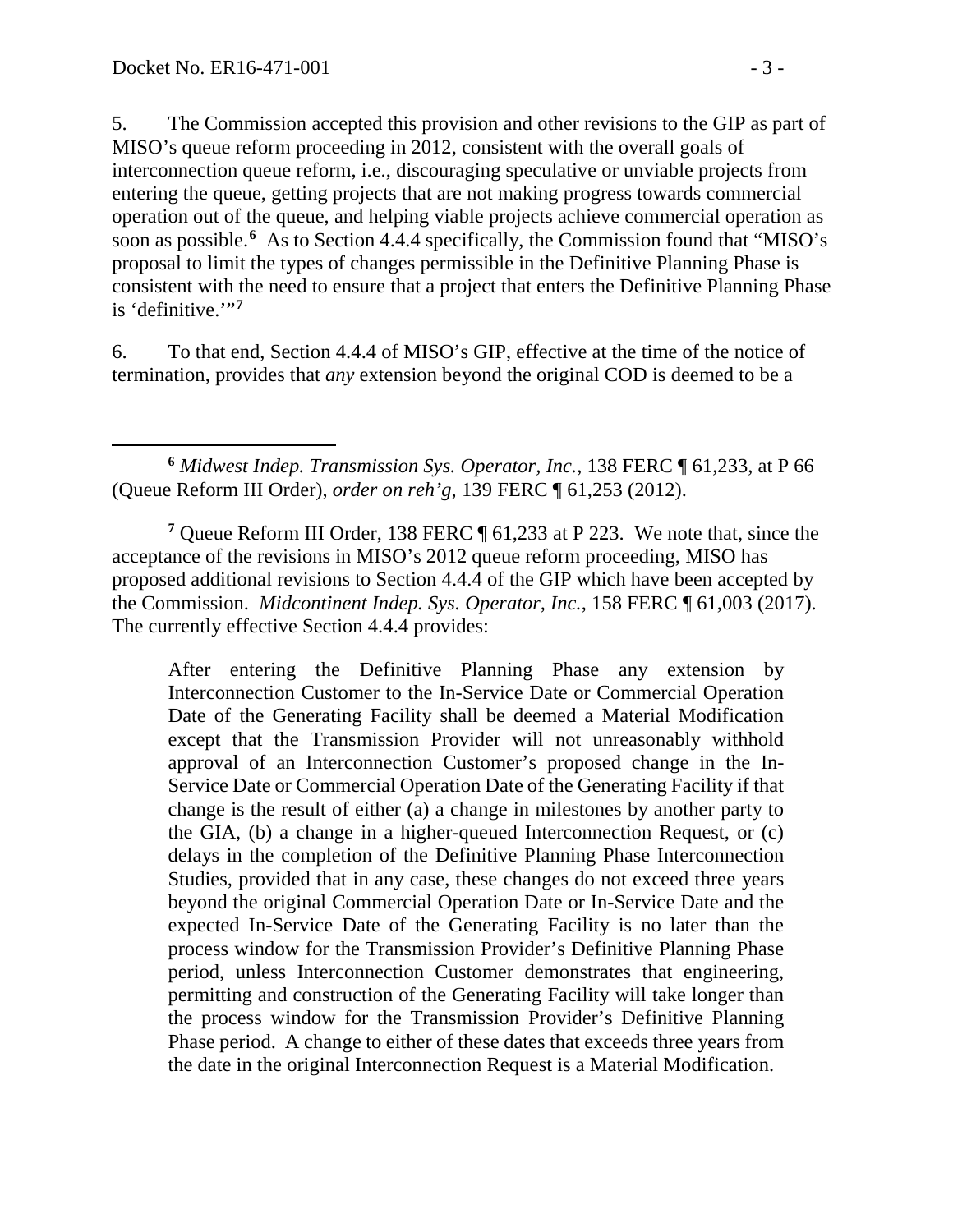5. The Commission accepted this provision and other revisions to the GIP as part of MISO's queue reform proceeding in 2012, consistent with the overall goals of interconnection queue reform, i.e., discouraging speculative or unviable projects from entering the queue, getting projects that are not making progress towards commercial operation out of the queue, and helping viable projects achieve commercial operation as soon as possible.[6] As to Section 4.4.4 specifically, the Commission found that "MISO's proposal to limit the types of changes permissible in the Definitive Planning Phase is consistent with the need to ensure that a project that enters the Definitive Planning Phase is 'definitive.'"[7]

6. To that end, Section 4.4.4 of MISO's GIP, effective at the time of the notice of termination, provides that *any* extension beyond the original COD is deemed to be a

---

[6] *Midwest Indep. Transmission Sys. Operator, Inc.*, 138 FERC ¶ 61,233, at P 66 (Queue Reform III Order), *order on reh'g*, 139 FERC ¶ 61,253 (2012).

[7] Queue Reform III Order, 138 FERC ¶ 61,233 at P 223. We note that, since the acceptance of the revisions in MISO's 2012 queue reform proceeding, MISO has proposed additional revisions to Section 4.4.4 of the GIP which have been accepted by the Commission. *Midcontinent Indep. Sys. Operator, Inc.*, 158 FERC ¶ 61,003 (2017). The currently effective Section 4.4.4 provides:

> After entering the Definitive Planning Phase any extension by Interconnection Customer to the In-Service Date or Commercial Operation Date of the Generating Facility shall be deemed a Material Modification except that the Transmission Provider will not unreasonably withhold approval of an Interconnection Customer's proposed change in the In-Service Date or Commercial Operation Date of the Generating Facility if that change is the result of either (a) a change in milestones by another party to the GIA, (b) a change in a higher-queued Interconnection Request, or (c) delays in the completion of the Definitive Planning Phase Interconnection Studies, provided that in any case, these changes do not exceed three years beyond the original Commercial Operation Date or In-Service Date and the expected In-Service Date of the Generating Facility is no later than the process window for the Transmission Provider's Definitive Planning Phase period, unless Interconnection Customer demonstrates that engineering, permitting and construction of the Generating Facility will take longer than the process window for the Transmission Provider's Definitive Planning Phase period. A change to either of these dates that exceeds three years from the date in the original Interconnection Request is a Material Modification.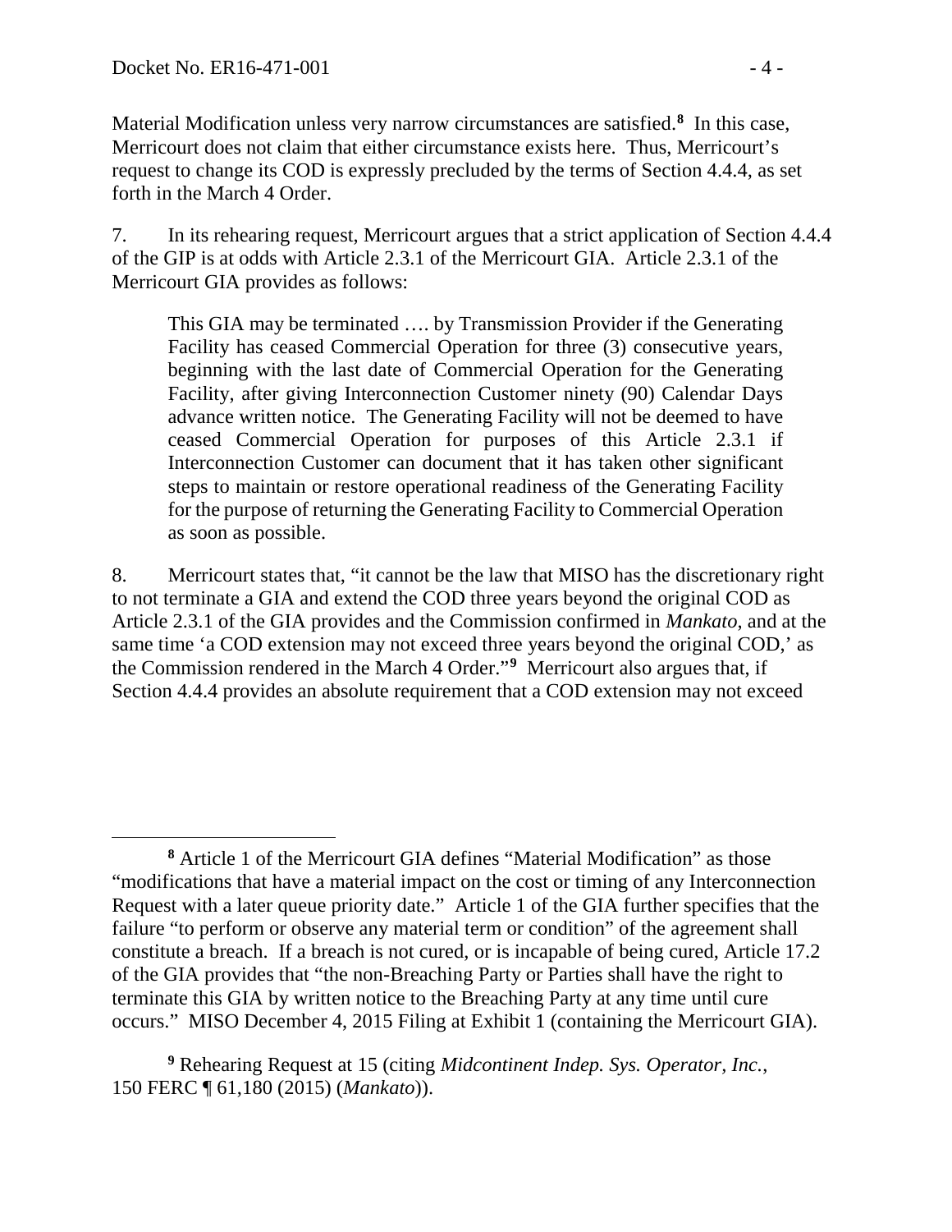Material Modification unless very narrow circumstances are satisfied.[8] In this case, Merricourt does not claim that either circumstance exists here. Thus, Merricourt's request to change its COD is expressly precluded by the terms of Section 4.4.4, as set forth in the March 4 Order.

7. In its rehearing request, Merricourt argues that a strict application of Section 4.4.4 of the GIP is at odds with Article 2.3.1 of the Merricourt GIA. Article 2.3.1 of the Merricourt GIA provides as follows:

> This GIA may be terminated …. by Transmission Provider if the Generating Facility has ceased Commercial Operation for three (3) consecutive years, beginning with the last date of Commercial Operation for the Generating Facility, after giving Interconnection Customer ninety (90) Calendar Days advance written notice. The Generating Facility will not be deemed to have ceased Commercial Operation for purposes of this Article 2.3.1 if Interconnection Customer can document that it has taken other significant steps to maintain or restore operational readiness of the Generating Facility for the purpose of returning the Generating Facility to Commercial Operation as soon as possible.

8. Merricourt states that, "it cannot be the law that MISO has the discretionary right to not terminate a GIA and extend the COD three years beyond the original COD as Article 2.3.1 of the GIA provides and the Commission confirmed in *Mankato*, and at the same time 'a COD extension may not exceed three years beyond the original COD,' as the Commission rendered in the March 4 Order."[9] Merricourt also argues that, if Section 4.4.4 provides an absolute requirement that a COD extension may not exceed

---

[8] Article 1 of the Merricourt GIA defines "Material Modification" as those "modifications that have a material impact on the cost or timing of any Interconnection Request with a later queue priority date." Article 1 of the GIA further specifies that the failure "to perform or observe any material term or condition" of the agreement shall constitute a breach. If a breach is not cured, or is incapable of being cured, Article 17.2 of the GIA provides that "the non-Breaching Party or Parties shall have the right to terminate this GIA by written notice to the Breaching Party at any time until cure occurs." MISO December 4, 2015 Filing at Exhibit 1 (containing the Merricourt GIA).

[9] Rehearing Request at 15 (citing *Midcontinent Indep. Sys. Operator, Inc.*, 150 FERC ¶ 61,180 (2015) (*Mankato*)).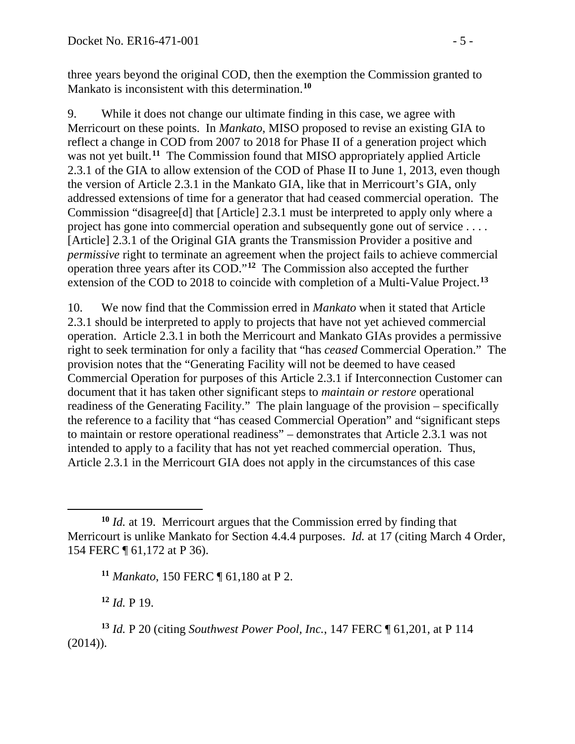three years beyond the original COD, then the exemption the Commission granted to Mankato is inconsistent with this determination.[10]

9. While it does not change our ultimate finding in this case, we agree with Merricourt on these points. In *Mankato*, MISO proposed to revise an existing GIA to reflect a change in COD from 2007 to 2018 for Phase II of a generation project which was not yet built.[11] The Commission found that MISO appropriately applied Article 2.3.1 of the GIA to allow extension of the COD of Phase II to June 1, 2013, even though the version of Article 2.3.1 in the Mankato GIA, like that in Merricourt's GIA, only addressed extensions of time for a generator that had ceased commercial operation. The Commission "disagree[d] that [Article] 2.3.1 must be interpreted to apply only where a project has gone into commercial operation and subsequently gone out of service . . . . [Article] 2.3.1 of the Original GIA grants the Transmission Provider a positive and *permissive* right to terminate an agreement when the project fails to achieve commercial operation three years after its COD."[12] The Commission also accepted the further extension of the COD to 2018 to coincide with completion of a Multi-Value Project.[13]

10. We now find that the Commission erred in *Mankato* when it stated that Article 2.3.1 should be interpreted to apply to projects that have not yet achieved commercial operation. Article 2.3.1 in both the Merricourt and Mankato GIAs provides a permissive right to seek termination for only a facility that "has *ceased* Commercial Operation." The provision notes that the "Generating Facility will not be deemed to have ceased Commercial Operation for purposes of this Article 2.3.1 if Interconnection Customer can document that it has taken other significant steps to *maintain or restore* operational readiness of the Generating Facility." The plain language of the provision – specifically the reference to a facility that "has ceased Commercial Operation" and "significant steps to maintain or restore operational readiness" – demonstrates that Article 2.3.1 was not intended to apply to a facility that has not yet reached commercial operation. Thus, Article 2.3.1 in the Merricourt GIA does not apply in the circumstances of this case

---

[10] *Id.* at 19. Merricourt argues that the Commission erred by finding that Merricourt is unlike Mankato for Section 4.4.4 purposes. *Id.* at 17 (citing March 4 Order, 154 FERC ¶ 61,172 at P 36).

[11] *Mankato*, 150 FERC ¶ 61,180 at P 2.

[12] *Id.* P 19.

[13] *Id.* P 20 (citing *Southwest Power Pool, Inc.*, 147 FERC ¶ 61,201, at P 114 (2014)).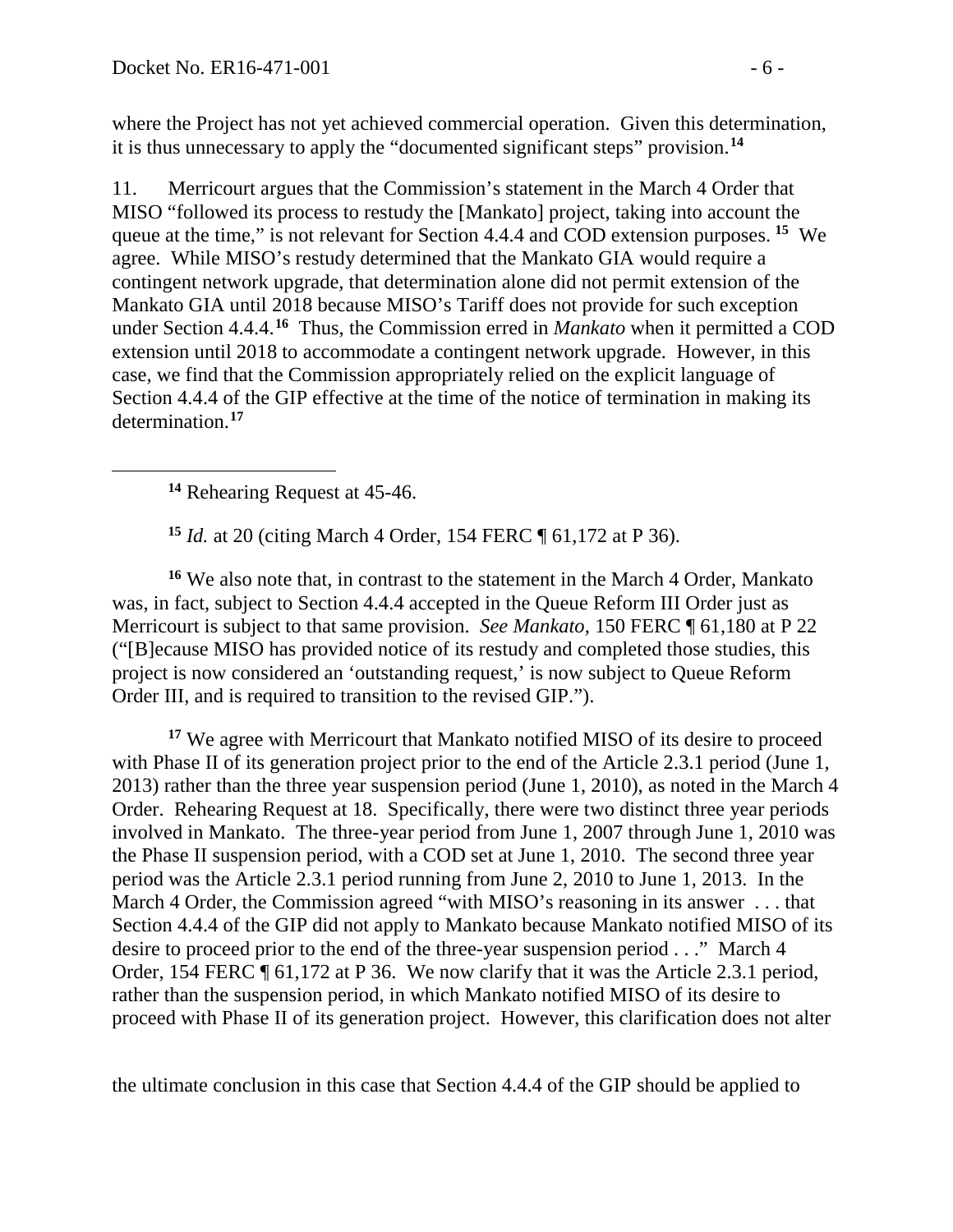where the Project has not yet achieved commercial operation. Given this determination, it is thus unnecessary to apply the "documented significant steps" provision.[14]

11. Merricourt argues that the Commission's statement in the March 4 Order that MISO "followed its process to restudy the [Mankato] project, taking into account the queue at the time," is not relevant for Section 4.4.4 and COD extension purposes.[15] We agree. While MISO's restudy determined that the Mankato GIA would require a contingent network upgrade, that determination alone did not permit extension of the Mankato GIA until 2018 because MISO's Tariff does not provide for such exception under Section 4.4.4.[16] Thus, the Commission erred in *Mankato* when it permitted a COD extension until 2018 to accommodate a contingent network upgrade. However, in this case, we find that the Commission appropriately relied on the explicit language of Section 4.4.4 of the GIP effective at the time of the notice of termination in making its determination.[17]

---

[14] Rehearing Request at 45-46.

[15] *Id.* at 20 (citing March 4 Order, 154 FERC ¶ 61,172 at P 36).

[16] We also note that, in contrast to the statement in the March 4 Order, Mankato was, in fact, subject to Section 4.4.4 accepted in the Queue Reform III Order just as Merricourt is subject to that same provision. *See Mankato*, 150 FERC ¶ 61,180 at P 22 ("[B]ecause MISO has provided notice of its restudy and completed those studies, this project is now considered an 'outstanding request,' is now subject to Queue Reform Order III, and is required to transition to the revised GIP.").

[17] We agree with Merricourt that Mankato notified MISO of its desire to proceed with Phase II of its generation project prior to the end of the Article 2.3.1 period (June 1, 2013) rather than the three year suspension period (June 1, 2010), as noted in the March 4 Order. Rehearing Request at 18. Specifically, there were two distinct three year periods involved in Mankato. The three-year period from June 1, 2007 through June 1, 2010 was the Phase II suspension period, with a COD set at June 1, 2010. The second three year period was the Article 2.3.1 period running from June 2, 2010 to June 1, 2013. In the March 4 Order, the Commission agreed "with MISO's reasoning in its answer . . . that Section 4.4.4 of the GIP did not apply to Mankato because Mankato notified MISO of its desire to proceed prior to the end of the three-year suspension period . . ." March 4 Order, 154 FERC ¶ 61,172 at P 36. We now clarify that it was the Article 2.3.1 period, rather than the suspension period, in which Mankato notified MISO of its desire to proceed with Phase II of its generation project. However, this clarification does not alter the ultimate conclusion in this case that Section 4.4.4 of the GIP should be applied to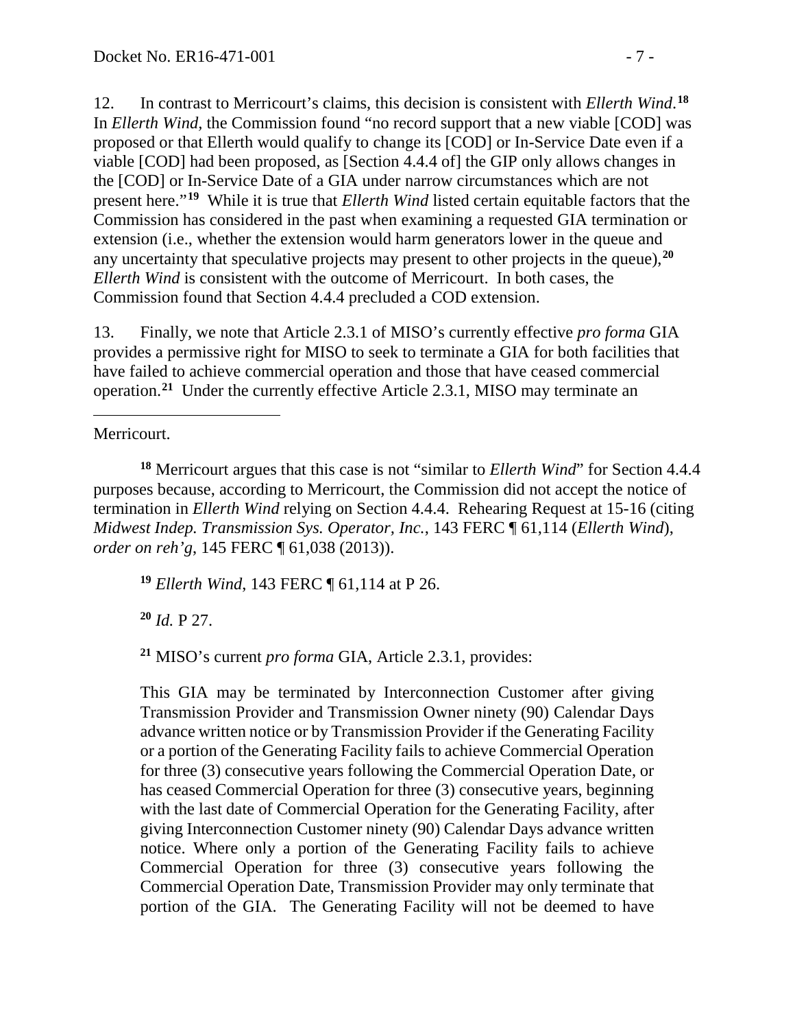12. In contrast to Merricourt's claims, this decision is consistent with *Ellerth Wind*.[18] In *Ellerth Wind*, the Commission found "no record support that a new viable [COD] was proposed or that Ellerth would qualify to change its [COD] or In-Service Date even if a viable [COD] had been proposed, as [Section 4.4.4 of] the GIP only allows changes in the [COD] or In-Service Date of a GIA under narrow circumstances which are not present here."[19] While it is true that *Ellerth Wind* listed certain equitable factors that the Commission has considered in the past when examining a requested GIA termination or extension (i.e., whether the extension would harm generators lower in the queue and any uncertainty that speculative projects may present to other projects in the queue),[20] *Ellerth Wind* is consistent with the outcome of Merricourt. In both cases, the Commission found that Section 4.4.4 precluded a COD extension.

13. Finally, we note that Article 2.3.1 of MISO's currently effective *pro forma* GIA provides a permissive right for MISO to seek to terminate a GIA for both facilities that have failed to achieve commercial operation and those that have ceased commercial operation.[21] Under the currently effective Article 2.3.1, MISO may terminate an

---

Merricourt.

[18] Merricourt argues that this case is not "similar to *Ellerth Wind*" for Section 4.4.4 purposes because, according to Merricourt, the Commission did not accept the notice of termination in *Ellerth Wind* relying on Section 4.4.4. Rehearing Request at 15-16 (citing *Midwest Indep. Transmission Sys. Operator, Inc.*, 143 FERC ¶ 61,114 (*Ellerth Wind*), *order on reh'g*, 145 FERC ¶ 61,038 (2013)).

[19] *Ellerth Wind*, 143 FERC ¶ 61,114 at P 26.

[20] *Id.* P 27.

[21] MISO's current *pro forma* GIA, Article 2.3.1, provides:

> This GIA may be terminated by Interconnection Customer after giving Transmission Provider and Transmission Owner ninety (90) Calendar Days advance written notice or by Transmission Provider if the Generating Facility or a portion of the Generating Facility fails to achieve Commercial Operation for three (3) consecutive years following the Commercial Operation Date, or has ceased Commercial Operation for three (3) consecutive years, beginning with the last date of Commercial Operation for the Generating Facility, after giving Interconnection Customer ninety (90) Calendar Days advance written notice. Where only a portion of the Generating Facility fails to achieve Commercial Operation for three (3) consecutive years following the Commercial Operation Date, Transmission Provider may only terminate that portion of the GIA. The Generating Facility will not be deemed to have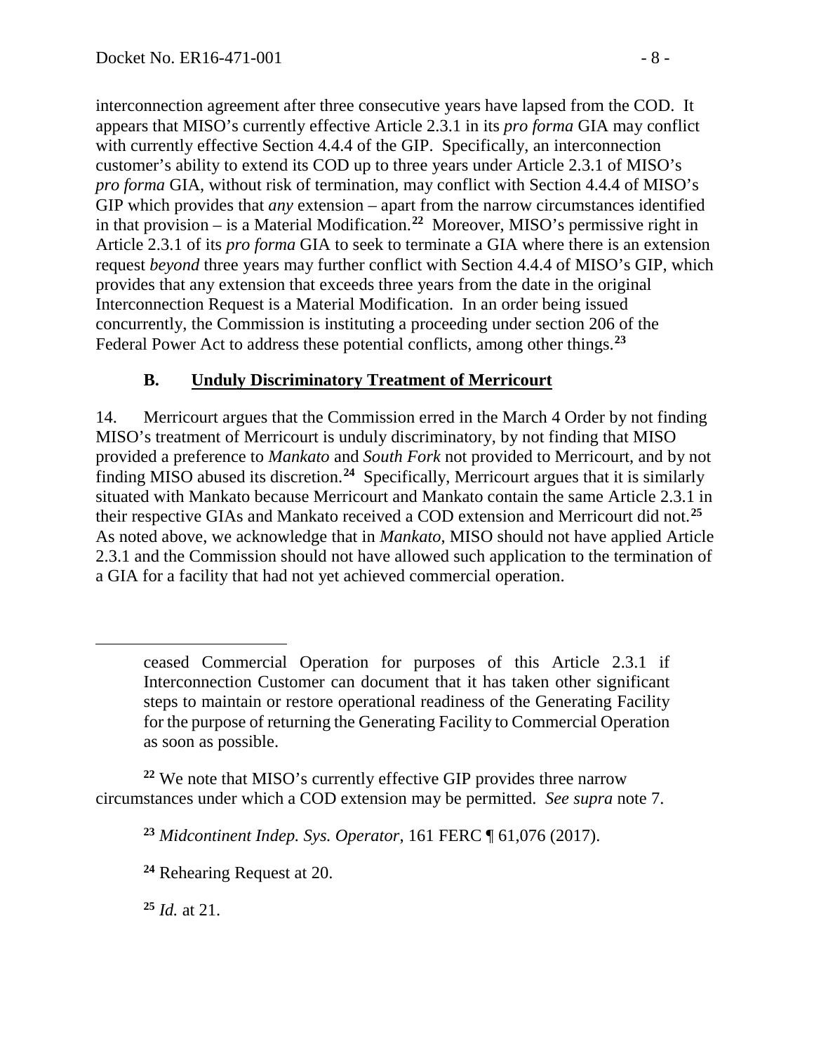interconnection agreement after three consecutive years have lapsed from the COD. It appears that MISO's currently effective Article 2.3.1 in its *pro forma* GIA may conflict with currently effective Section 4.4.4 of the GIP. Specifically, an interconnection customer's ability to extend its COD up to three years under Article 2.3.1 of MISO's *pro forma* GIA, without risk of termination, may conflict with Section 4.4.4 of MISO's GIP which provides that *any* extension – apart from the narrow circumstances identified in that provision – is a Material Modification.[22] Moreover, MISO's permissive right in Article 2.3.1 of its *pro forma* GIA to seek to terminate a GIA where there is an extension request *beyond* three years may further conflict with Section 4.4.4 of MISO's GIP, which provides that any extension that exceeds three years from the date in the original Interconnection Request is a Material Modification. In an order being issued concurrently, the Commission is instituting a proceeding under section 206 of the Federal Power Act to address these potential conflicts, among other things.[23]

## B. Unduly Discriminatory Treatment of Merricourt

14. Merricourt argues that the Commission erred in the March 4 Order by not finding MISO's treatment of Merricourt is unduly discriminatory, by not finding that MISO provided a preference to *Mankato* and *South Fork* not provided to Merricourt, and by not finding MISO abused its discretion.[24] Specifically, Merricourt argues that it is similarly situated with Mankato because Merricourt and Mankato contain the same Article 2.3.1 in their respective GIAs and Mankato received a COD extension and Merricourt did not.[25] As noted above, we acknowledge that in *Mankato*, MISO should not have applied Article 2.3.1 and the Commission should not have allowed such application to the termination of a GIA for a facility that had not yet achieved commercial operation.

---

> ceased Commercial Operation for purposes of this Article 2.3.1 if Interconnection Customer can document that it has taken other significant steps to maintain or restore operational readiness of the Generating Facility for the purpose of returning the Generating Facility to Commercial Operation as soon as possible.

[22] We note that MISO's currently effective GIP provides three narrow circumstances under which a COD extension may be permitted. *See supra* note 7.

[23] *Midcontinent Indep. Sys. Operator*, 161 FERC ¶ 61,076 (2017).

[24] Rehearing Request at 20.

[25] *Id.* at 21.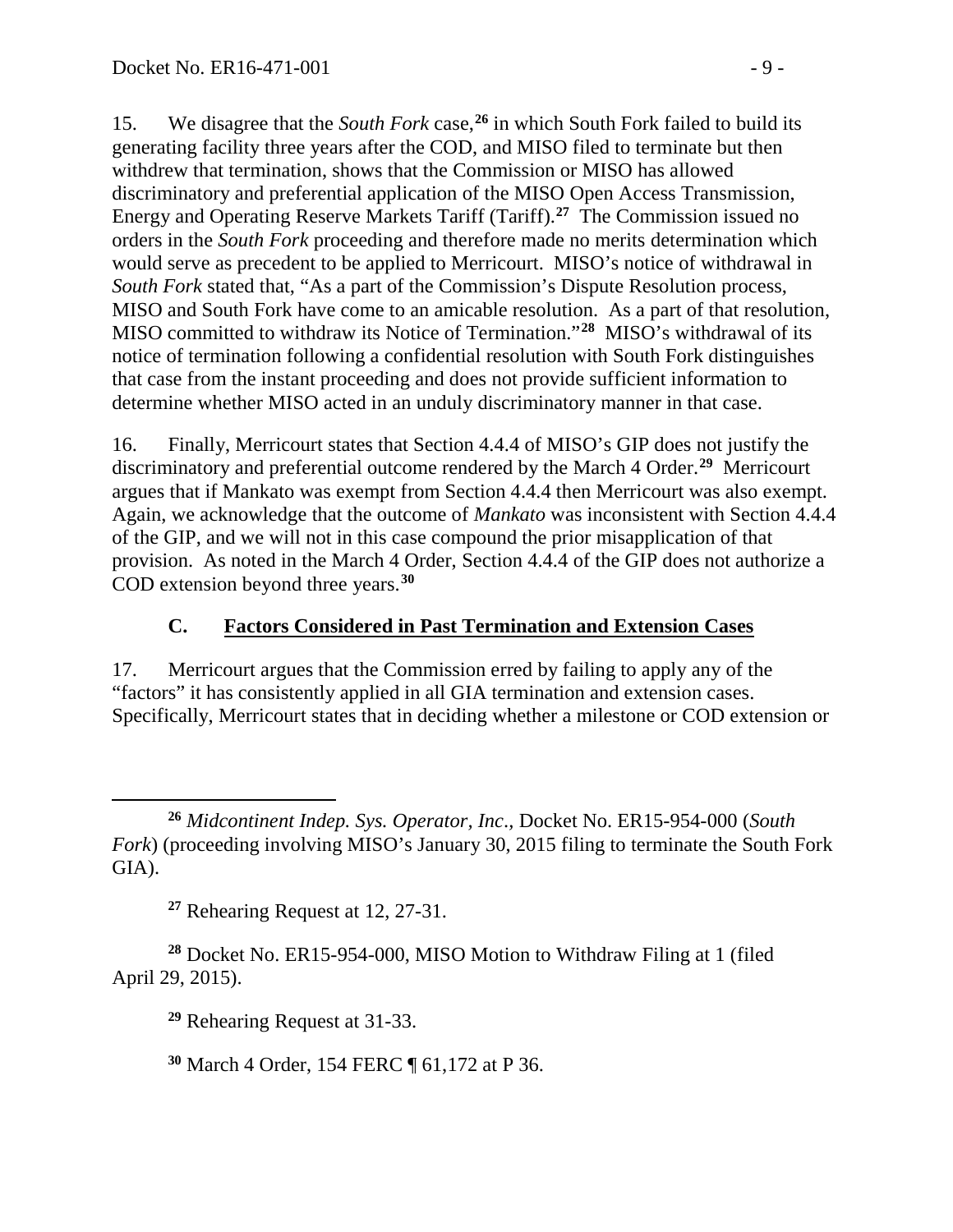15. We disagree that the *South Fork* case,[26] in which South Fork failed to build its generating facility three years after the COD, and MISO filed to terminate but then withdrew that termination, shows that the Commission or MISO has allowed discriminatory and preferential application of the MISO Open Access Transmission, Energy and Operating Reserve Markets Tariff (Tariff).[27] The Commission issued no orders in the *South Fork* proceeding and therefore made no merits determination which would serve as precedent to be applied to Merricourt. MISO's notice of withdrawal in *South Fork* stated that, "As a part of the Commission's Dispute Resolution process, MISO and South Fork have come to an amicable resolution. As a part of that resolution, MISO committed to withdraw its Notice of Termination."[28] MISO's withdrawal of its notice of termination following a confidential resolution with South Fork distinguishes that case from the instant proceeding and does not provide sufficient information to determine whether MISO acted in an unduly discriminatory manner in that case.

16. Finally, Merricourt states that Section 4.4.4 of MISO's GIP does not justify the discriminatory and preferential outcome rendered by the March 4 Order.[29] Merricourt argues that if Mankato was exempt from Section 4.4.4 then Merricourt was also exempt. Again, we acknowledge that the outcome of *Mankato* was inconsistent with Section 4.4.4 of the GIP, and we will not in this case compound the prior misapplication of that provision. As noted in the March 4 Order, Section 4.4.4 of the GIP does not authorize a COD extension beyond three years.[30]

## C. Factors Considered in Past Termination and Extension Cases

17. Merricourt argues that the Commission erred by failing to apply any of the "factors" it has consistently applied in all GIA termination and extension cases. Specifically, Merricourt states that in deciding whether a milestone or COD extension or

---

[26] *Midcontinent Indep. Sys. Operator, Inc*., Docket No. ER15-954-000 (*South Fork*) (proceeding involving MISO's January 30, 2015 filing to terminate the South Fork GIA).

[27] Rehearing Request at 12, 27-31.

[28] Docket No. ER15-954-000, MISO Motion to Withdraw Filing at 1 (filed April 29, 2015).

[29] Rehearing Request at 31-33.

[30] March 4 Order, 154 FERC ¶ 61,172 at P 36.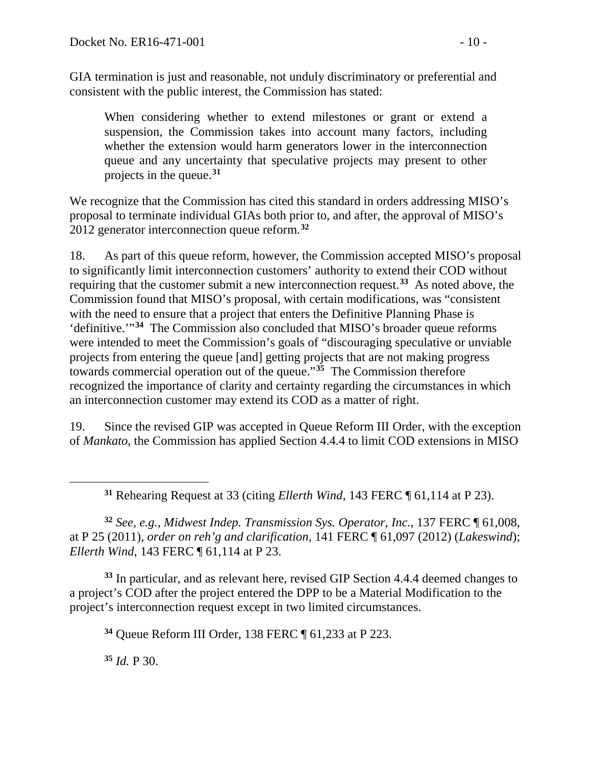GIA termination is just and reasonable, not unduly discriminatory or preferential and consistent with the public interest, the Commission has stated:

> When considering whether to extend milestones or grant or extend a suspension, the Commission takes into account many factors, including whether the extension would harm generators lower in the interconnection queue and any uncertainty that speculative projects may present to other projects in the queue.[31]

We recognize that the Commission has cited this standard in orders addressing MISO's proposal to terminate individual GIAs both prior to, and after, the approval of MISO's 2012 generator interconnection queue reform.[32]

18. As part of this queue reform, however, the Commission accepted MISO's proposal to significantly limit interconnection customers' authority to extend their COD without requiring that the customer submit a new interconnection request.[33] As noted above, the Commission found that MISO's proposal, with certain modifications, was "consistent with the need to ensure that a project that enters the Definitive Planning Phase is 'definitive.'"[34] The Commission also concluded that MISO's broader queue reforms were intended to meet the Commission's goals of "discouraging speculative or unviable projects from entering the queue [and] getting projects that are not making progress towards commercial operation out of the queue."[35] The Commission therefore recognized the importance of clarity and certainty regarding the circumstances in which an interconnection customer may extend its COD as a matter of right.

19. Since the revised GIP was accepted in Queue Reform III Order, with the exception of *Mankato*, the Commission has applied Section 4.4.4 to limit COD extensions in MISO

---

[31] Rehearing Request at 33 (citing *Ellerth Wind*, 143 FERC ¶ 61,114 at P 23).

[32] *See, e.g., Midwest Indep. Transmission Sys. Operator, Inc.*, 137 FERC ¶ 61,008, at P 25 (2011), *order on reh'g and clarification*, 141 FERC ¶ 61,097 (2012) (*Lakeswind*); *Ellerth Wind*, 143 FERC ¶ 61,114 at P 23.

[33] In particular, and as relevant here, revised GIP Section 4.4.4 deemed changes to a project's COD after the project entered the DPP to be a Material Modification to the project's interconnection request except in two limited circumstances.

[34] Queue Reform III Order, 138 FERC ¶ 61,233 at P 223.

[35] *Id.* P 30.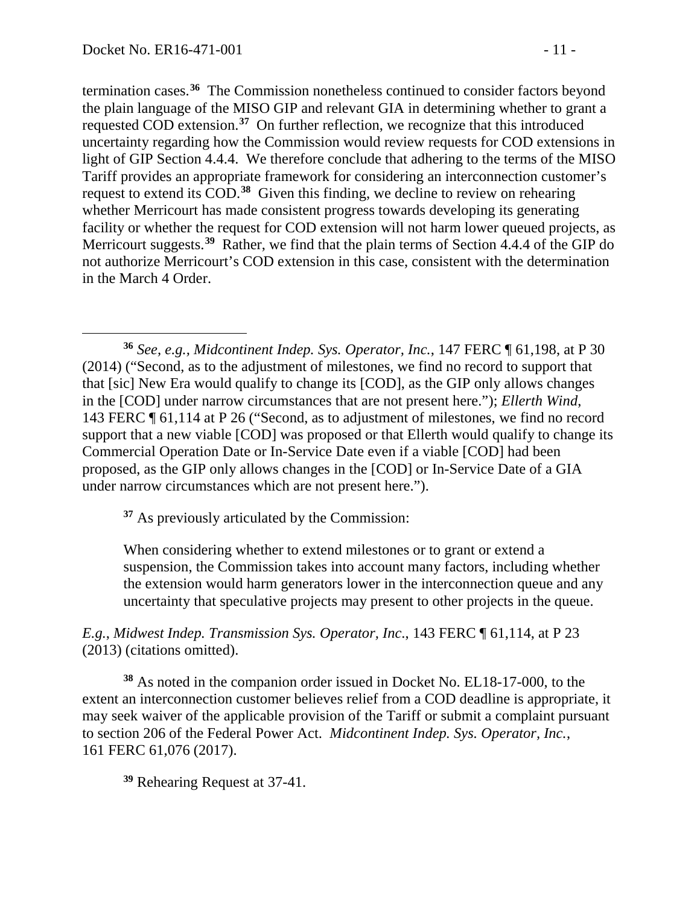termination cases.[36] The Commission nonetheless continued to consider factors beyond the plain language of the MISO GIP and relevant GIA in determining whether to grant a requested COD extension.[37] On further reflection, we recognize that this introduced uncertainty regarding how the Commission would review requests for COD extensions in light of GIP Section 4.4.4. We therefore conclude that adhering to the terms of the MISO Tariff provides an appropriate framework for considering an interconnection customer's request to extend its COD.[38] Given this finding, we decline to review on rehearing whether Merricourt has made consistent progress towards developing its generating facility or whether the request for COD extension will not harm lower queued projects, as Merricourt suggests.[39] Rather, we find that the plain terms of Section 4.4.4 of the GIP do not authorize Merricourt's COD extension in this case, consistent with the determination in the March 4 Order.

---

[36] *See, e.g., Midcontinent Indep. Sys. Operator, Inc.*, 147 FERC ¶ 61,198, at P 30 (2014) ("Second, as to the adjustment of milestones, we find no record to support that that [sic] New Era would qualify to change its [COD], as the GIP only allows changes in the [COD] under narrow circumstances that are not present here."); *Ellerth Wind*, 143 FERC ¶ 61,114 at P 26 ("Second, as to adjustment of milestones, we find no record support that a new viable [COD] was proposed or that Ellerth would qualify to change its Commercial Operation Date or In-Service Date even if a viable [COD] had been proposed, as the GIP only allows changes in the [COD] or In-Service Date of a GIA under narrow circumstances which are not present here.").

[37] As previously articulated by the Commission:

> When considering whether to extend milestones or to grant or extend a suspension, the Commission takes into account many factors, including whether the extension would harm generators lower in the interconnection queue and any uncertainty that speculative projects may present to other projects in the queue.

*E.g., Midwest Indep. Transmission Sys. Operator, Inc.*, 143 FERC ¶ 61,114, at P 23 (2013) (citations omitted).

[38] As noted in the companion order issued in Docket No. EL18-17-000, to the extent an interconnection customer believes relief from a COD deadline is appropriate, it may seek waiver of the applicable provision of the Tariff or submit a complaint pursuant to section 206 of the Federal Power Act. *Midcontinent Indep. Sys. Operator, Inc.*, 161 FERC 61,076 (2017).

[39] Rehearing Request at 37-41.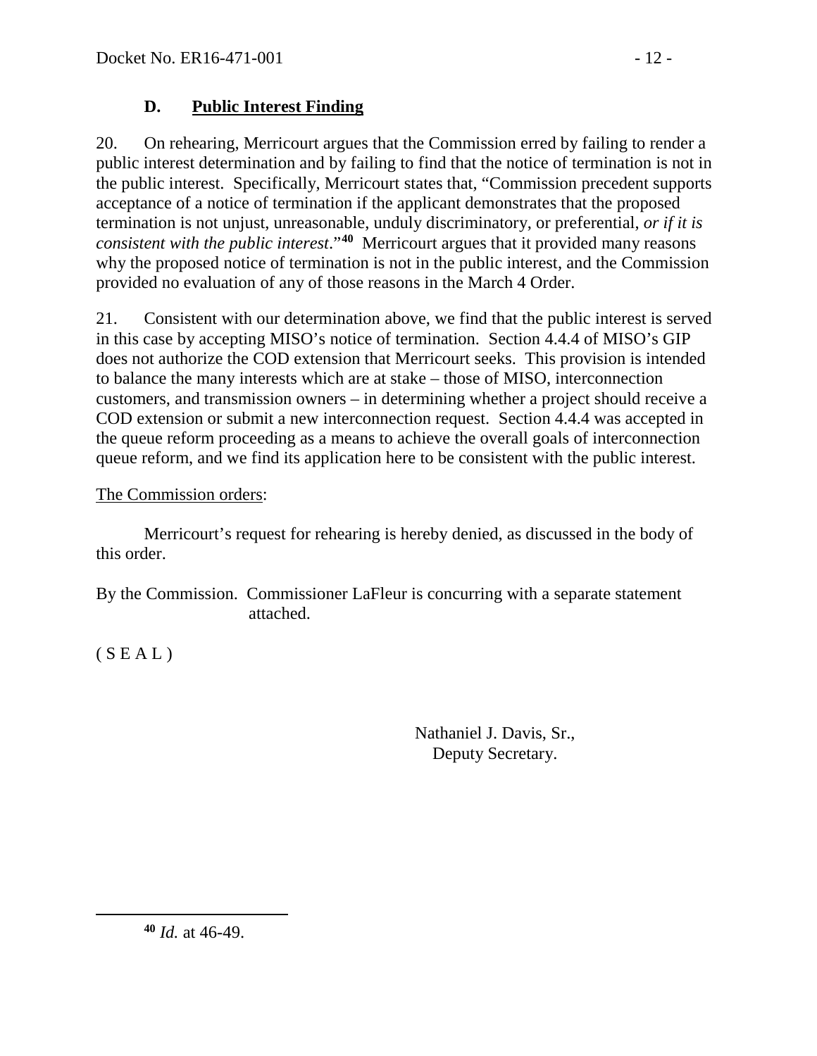### D. **Public Interest Finding**

20. On rehearing, Merricourt argues that the Commission erred by failing to render a public interest determination and by failing to find that the notice of termination is not in the public interest. Specifically, Merricourt states that, "Commission precedent supports acceptance of a notice of termination if the applicant demonstrates that the proposed termination is not unjust, unreasonable, unduly discriminatory, or preferential, *or if it is consistent with the public interest*."[40] Merricourt argues that it provided many reasons why the proposed notice of termination is not in the public interest, and the Commission provided no evaluation of any of those reasons in the March 4 Order.

21. Consistent with our determination above, we find that the public interest is served in this case by accepting MISO's notice of termination. Section 4.4.4 of MISO's GIP does not authorize the COD extension that Merricourt seeks. This provision is intended to balance the many interests which are at stake – those of MISO, interconnection customers, and transmission owners – in determining whether a project should receive a COD extension or submit a new interconnection request. Section 4.4.4 was accepted in the queue reform proceeding as a means to achieve the overall goals of interconnection queue reform, and we find its application here to be consistent with the public interest.

The Commission orders:

Merricourt's request for rehearing is hereby denied, as discussed in the body of this order.

By the Commission. Commissioner LaFleur is concurring with a separate statement attached.

( S E A L )

Nathaniel J. Davis, Sr.,
Deputy Secretary.

---

[40] *Id.* at 46-49.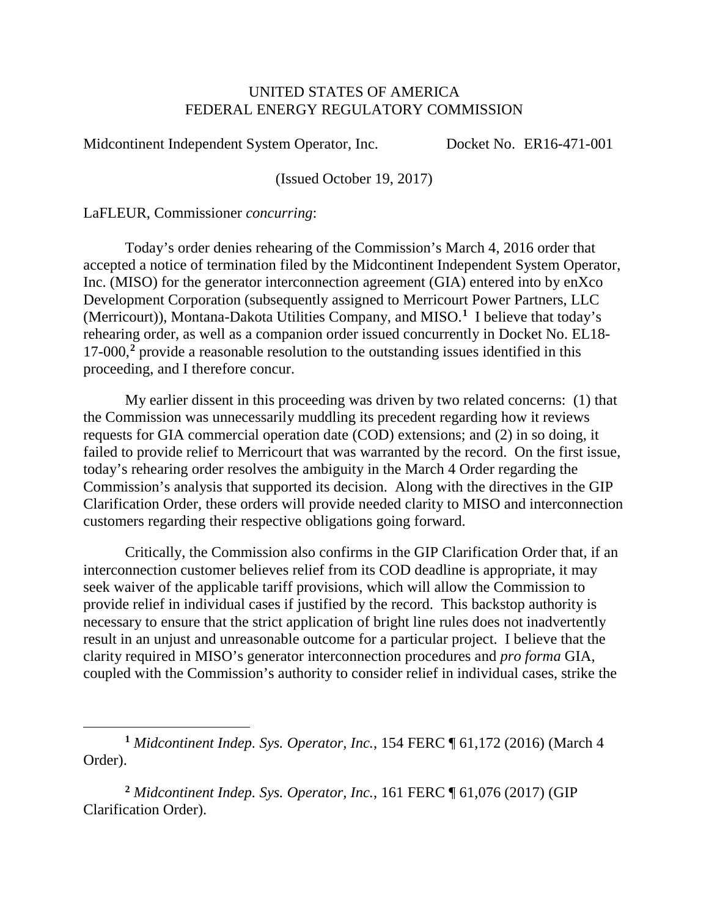UNITED STATES OF AMERICA
FEDERAL ENERGY REGULATORY COMMISSION

Midcontinent Independent System Operator, Inc. Docket No. ER16-471-001

(Issued October 19, 2017)

LaFLEUR, Commissioner *concurring*:

Today's order denies rehearing of the Commission's March 4, 2016 order that accepted a notice of termination filed by the Midcontinent Independent System Operator, Inc. (MISO) for the generator interconnection agreement (GIA) entered into by enXco Development Corporation (subsequently assigned to Merricourt Power Partners, LLC (Merricourt)), Montana-Dakota Utilities Company, and MISO.[1] I believe that today's rehearing order, as well as a companion order issued concurrently in Docket No. EL18-17-000,[2] provide a reasonable resolution to the outstanding issues identified in this proceeding, and I therefore concur.

My earlier dissent in this proceeding was driven by two related concerns: (1) that the Commission was unnecessarily muddling its precedent regarding how it reviews requests for GIA commercial operation date (COD) extensions; and (2) in so doing, it failed to provide relief to Merricourt that was warranted by the record. On the first issue, today's rehearing order resolves the ambiguity in the March 4 Order regarding the Commission's analysis that supported its decision. Along with the directives in the GIP Clarification Order, these orders will provide needed clarity to MISO and interconnection customers regarding their respective obligations going forward.

Critically, the Commission also confirms in the GIP Clarification Order that, if an interconnection customer believes relief from its COD deadline is appropriate, it may seek waiver of the applicable tariff provisions, which will allow the Commission to provide relief in individual cases if justified by the record. This backstop authority is necessary to ensure that the strict application of bright line rules does not inadvertently result in an unjust and unreasonable outcome for a particular project. I believe that the clarity required in MISO's generator interconnection procedures and *pro forma* GIA, coupled with the Commission's authority to consider relief in individual cases, strike the

---

[1] *Midcontinent Indep. Sys. Operator, Inc.*, 154 FERC ¶ 61,172 (2016) (March 4 Order).

[2] *Midcontinent Indep. Sys. Operator, Inc.*, 161 FERC ¶ 61,076 (2017) (GIP Clarification Order).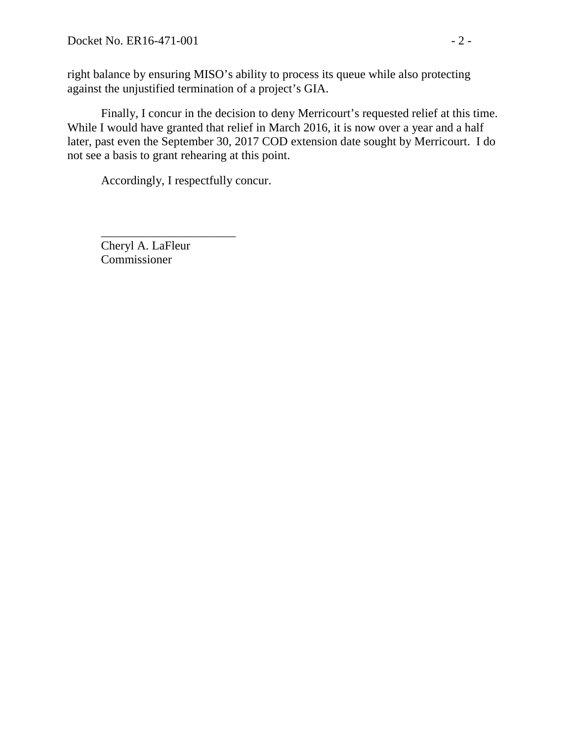right balance by ensuring MISO's ability to process its queue while also protecting against the unjustified termination of a project's GIA.

Finally, I concur in the decision to deny Merricourt's requested relief at this time. While I would have granted that relief in March 2016, it is now over a year and a half later, past even the September 30, 2017 COD extension date sought by Merricourt. I do not see a basis to grant rehearing at this point.

Accordingly, I respectfully concur.

______________________
Cheryl A. LaFleur
Commissioner